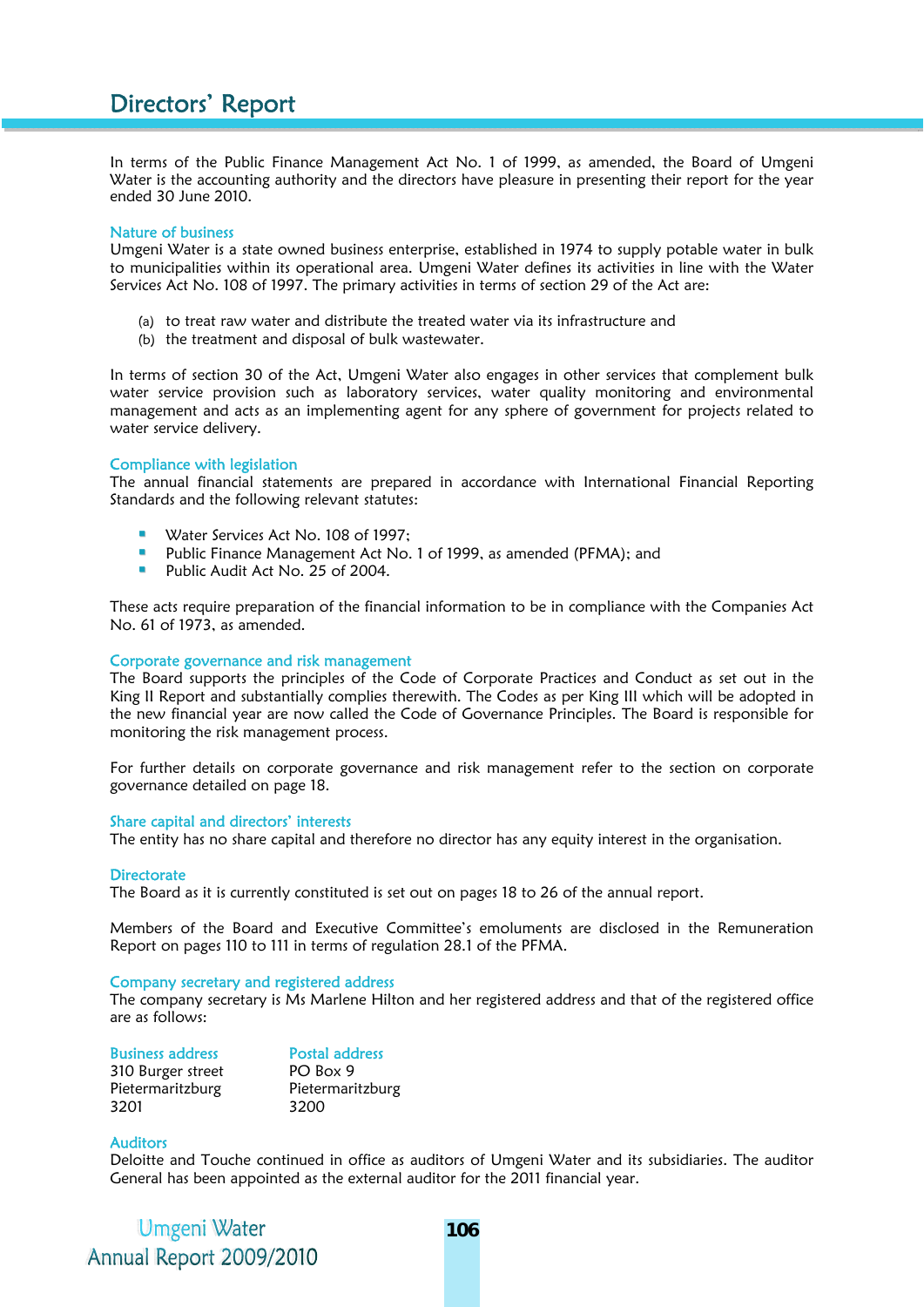# Directors' Report

In terms of the Public Finance Management Act No. 1 of 1999, as amended, the Board of Umgeni Water is the accounting authority and the directors have pleasure in presenting their report for the year ended 30 June 2010.

## Nature of business

Umgeni Water is a state owned business enterprise, established in 1974 to supply potable water in bulk to municipalities within its operational area. Umgeni Water defines its activities in line with the Water Services Act No. 108 of 1997. The primary activities in terms of section 29 of the Act are:

(a) to treat raw water and distribute the treated water via its infrastructure and
(b) the treatment and disposal of bulk wastewater.

In terms of section 30 of the Act, Umgeni Water also engages in other services that complement bulk water service provision such as laboratory services, water quality monitoring and environmental management and acts as an implementing agent for any sphere of government for projects related to water service delivery.

## Compliance with legislation

The annual financial statements are prepared in accordance with International Financial Reporting Standards and the following relevant statutes:

- Water Services Act No. 108 of 1997;
- Public Finance Management Act No. 1 of 1999, as amended (PFMA); and
- Public Audit Act No. 25 of 2004.

These acts require preparation of the financial information to be in compliance with the Companies Act No. 61 of 1973, as amended.

## Corporate governance and risk management

The Board supports the principles of the Code of Corporate Practices and Conduct as set out in the King II Report and substantially complies therewith. The Codes as per King III which will be adopted in the new financial year are now called the Code of Governance Principles. The Board is responsible for monitoring the risk management process.

For further details on corporate governance and risk management refer to the section on corporate governance detailed on page 18.

## Share capital and directors' interests

The entity has no share capital and therefore no director has any equity interest in the organisation.

## Directorate

The Board as it is currently constituted is set out on pages 18 to 26 of the annual report.

Members of the Board and Executive Committee's emoluments are disclosed in the Remuneration Report on pages 110 to 111 in terms of regulation 28.1 of the PFMA.

## Company secretary and registered address

The company secretary is Ms Marlene Hilton and her registered address and that of the registered office are as follows:

| Business address | Postal address |
|---|---|
| 310 Burger street | PO Box 9 |
| Pietermaritzburg | Pietermaritzburg |
| 3201 | 3200 |

## Auditors

Deloitte and Touche continued in office as auditors of Umgeni Water and its subsidiaries. The auditor General has been appointed as the external auditor for the 2011 financial year.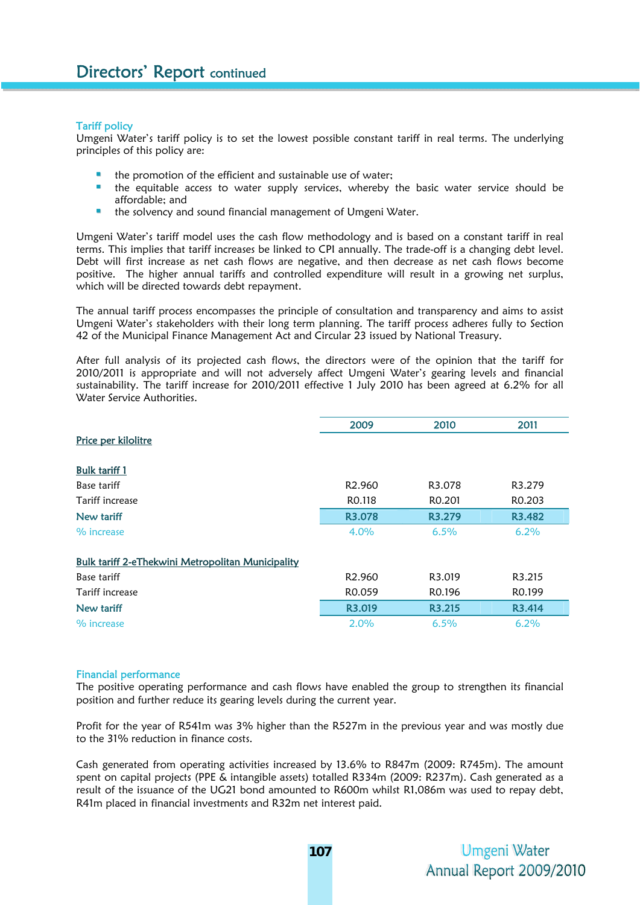# Directors' Report continued

### Tariff policy

Umgeni Water's tariff policy is to set the lowest possible constant tariff in real terms. The underlying principles of this policy are:

- the promotion of the efficient and sustainable use of water;
- the equitable access to water supply services, whereby the basic water service should be affordable; and
- the solvency and sound financial management of Umgeni Water.

Umgeni Water's tariff model uses the cash flow methodology and is based on a constant tariff in real terms. This implies that tariff increases be linked to CPI annually. The trade-off is a changing debt level. Debt will first increase as net cash flows are negative, and then decrease as net cash flows become positive. The higher annual tariffs and controlled expenditure will result in a growing net surplus, which will be directed towards debt repayment.

The annual tariff process encompasses the principle of consultation and transparency and aims to assist Umgeni Water's stakeholders with their long term planning. The tariff process adheres fully to Section 42 of the Municipal Finance Management Act and Circular 23 issued by National Treasury.

After full analysis of its projected cash flows, the directors were of the opinion that the tariff for 2010/2011 is appropriate and will not adversely affect Umgeni Water's gearing levels and financial sustainability. The tariff increase for 2010/2011 effective 1 July 2010 has been agreed at 6.2% for all Water Service Authorities.

| | 2009 | 2010 | 2011 |
|---|---|---|---|
| Price per kilolitre | | | |
| **Bulk tariff 1** | | | |
| Base tariff | R2.960 | R3.078 | R3.279 |
| Tariff increase | R0.118 | R0.201 | R0.203 |
| New tariff | R3.078 | R3.279 | R3.482 |
| % increase | 4.0% | 6.5% | 6.2% |
| **Bulk tariff 2-eThekwini Metropolitan Municipality** | | | |
| Base tariff | R2.960 | R3.019 | R3.215 |
| Tariff increase | R0.059 | R0.196 | R0.199 |
| New tariff | R3.019 | R3.215 | R3.414 |
| % increase | 2.0% | 6.5% | 6.2% |

### Financial performance

The positive operating performance and cash flows have enabled the group to strengthen its financial position and further reduce its gearing levels during the current year.

Profit for the year of R541m was 3% higher than the R527m in the previous year and was mostly due to the 31% reduction in finance costs.

Cash generated from operating activities increased by 13.6% to R847m (2009: R745m). The amount spent on capital projects (PPE & intangible assets) totalled R334m (2009: R237m). Cash generated as a result of the issuance of the UG21 bond amounted to R600m whilst R1,086m was used to repay debt, R41m placed in financial investments and R32m net interest paid.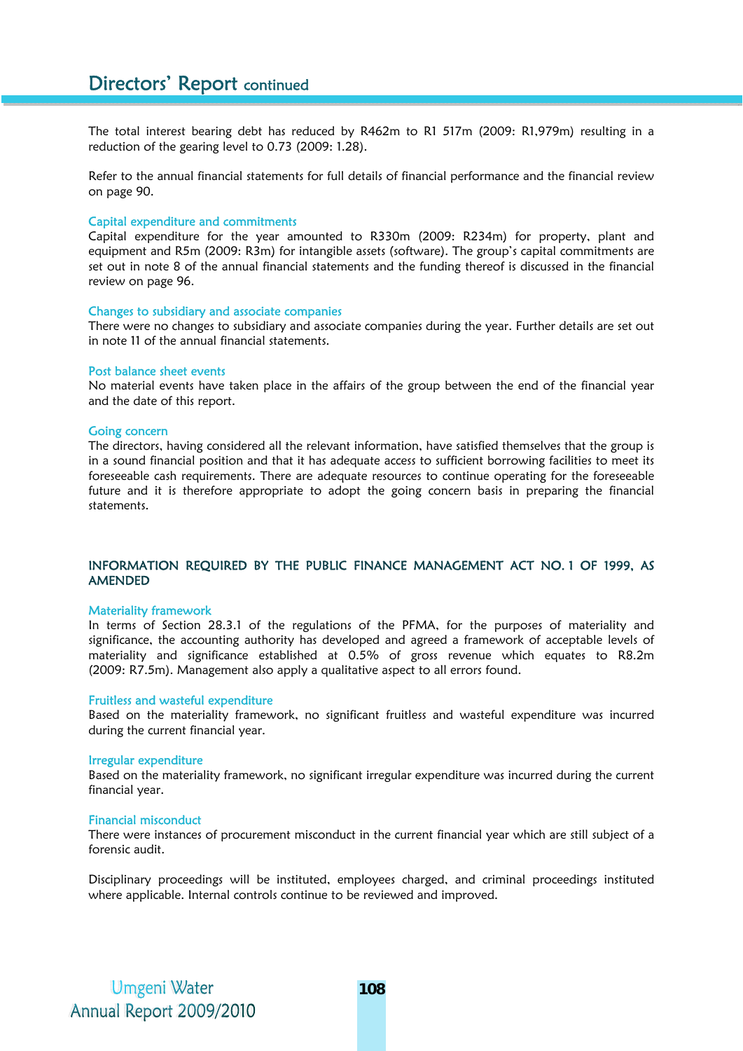The total interest bearing debt has reduced by R462m to R1 517m (2009: R1,979m) resulting in a reduction of the gearing level to 0.73 (2009: 1.28).

Refer to the annual financial statements for full details of financial performance and the financial review on page 90.

### Capital expenditure and commitments

Capital expenditure for the year amounted to R330m (2009: R234m) for property, plant and equipment and R5m (2009: R3m) for intangible assets (software). The group's capital commitments are set out in note 8 of the annual financial statements and the funding thereof is discussed in the financial review on page 96.

### Changes to subsidiary and associate companies

There were no changes to subsidiary and associate companies during the year. Further details are set out in note 11 of the annual financial statements.

### Post balance sheet events

No material events have taken place in the affairs of the group between the end of the financial year and the date of this report.

### Going concern

The directors, having considered all the relevant information, have satisfied themselves that the group is in a sound financial position and that it has adequate access to sufficient borrowing facilities to meet its foreseeable cash requirements. There are adequate resources to continue operating for the foreseeable future and it is therefore appropriate to adopt the going concern basis in preparing the financial statements.

## INFORMATION REQUIRED BY THE PUBLIC FINANCE MANAGEMENT ACT NO. 1 OF 1999, AS AMENDED

### Materiality framework

In terms of Section 28.3.1 of the regulations of the PFMA, for the purposes of materiality and significance, the accounting authority has developed and agreed a framework of acceptable levels of materiality and significance established at 0.5% of gross revenue which equates to R8.2m (2009: R7.5m). Management also apply a qualitative aspect to all errors found.

### Fruitless and wasteful expenditure

Based on the materiality framework, no significant fruitless and wasteful expenditure was incurred during the current financial year.

### Irregular expenditure

Based on the materiality framework, no significant irregular expenditure was incurred during the current financial year.

### Financial misconduct

There were instances of procurement misconduct in the current financial year which are still subject of a forensic audit.

Disciplinary proceedings will be instituted, employees charged, and criminal proceedings instituted where applicable. Internal controls continue to be reviewed and improved.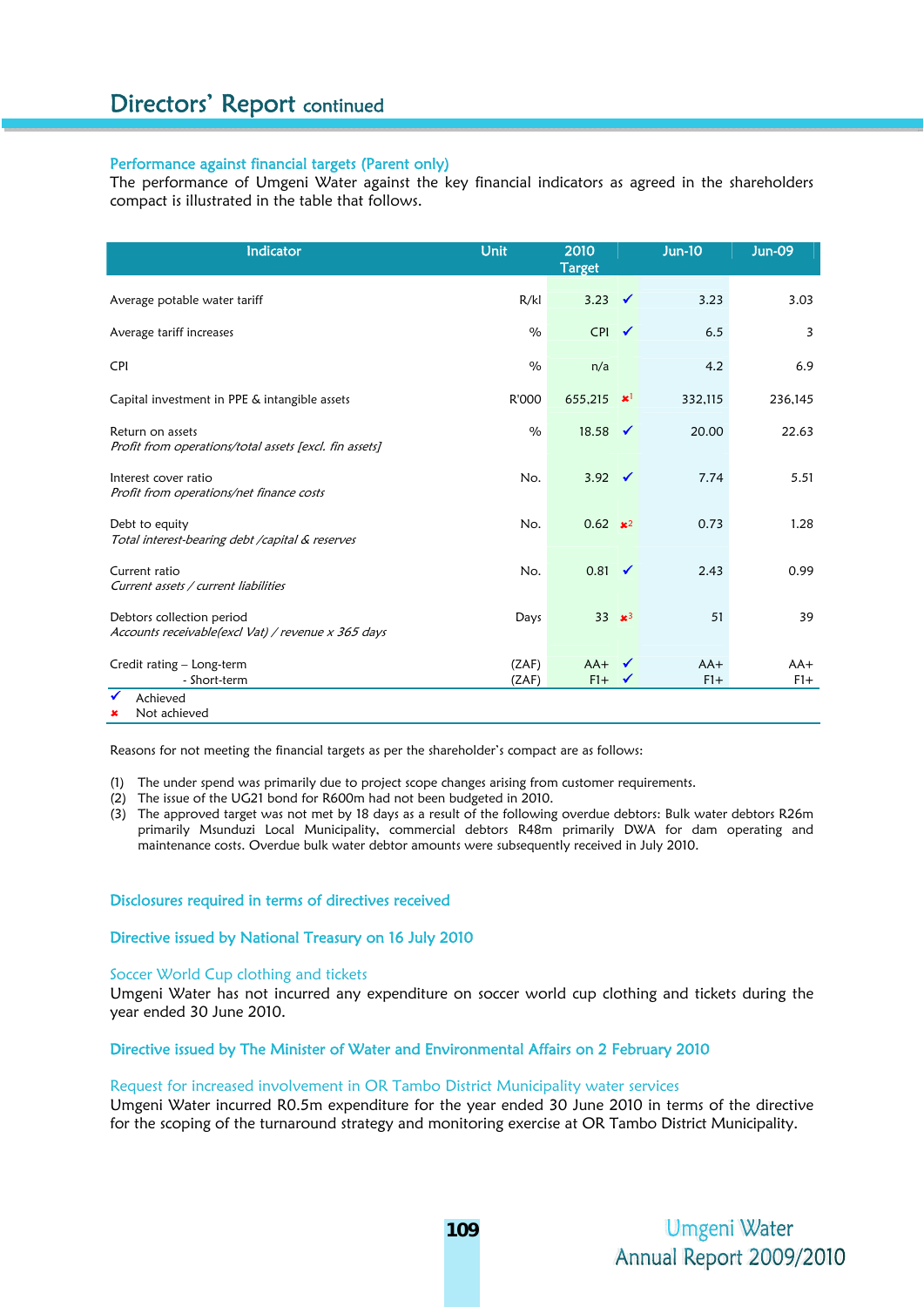## Directors' Report continued

### Performance against financial targets (Parent only)

The performance of Umgeni Water against the key financial indicators as agreed in the shareholders compact is illustrated in the table that follows.

| Indicator | Unit | 2010 Target | | Jun-10 | Jun-09 |
|---|---|---|---|---|---|
| Average potable water tariff | R/kl | 3.23 | ✓ | 3.23 | 3.03 |
| Average tariff increases | % | CPI | ✓ | 6.5 | 3 |
| CPI | % | n/a | | 4.2 | 6.9 |
| Capital investment in PPE & intangible assets | R'000 | 655,215 | ✗[1] | 332,115 | 236,145 |
| Return on assets<br>*Profit from operations/total assets [excl. fin assets]* | % | 18.58 | ✓ | 20.00 | 22.63 |
| Interest cover ratio<br>*Profit from operations/net finance costs* | No. | 3.92 | ✓ | 7.74 | 5.51 |
| Debt to equity<br>*Total interest-bearing debt /capital & reserves* | No. | 0.62 | ✗[2] | 0.73 | 1.28 |
| Current ratio<br>*Current assets / current liabilities* | No. | 0.81 | ✓ | 2.43 | 0.99 |
| Debtors collection period<br>*Accounts receivable(excl Vat) / revenue x 365 days* | Days | 33 | ✗[3] | 51 | 39 |
| Credit rating – Long-term<br>- Short-term | (ZAF)<br>(ZAF) | AA+<br>F1+ | ✓<br>✓ | AA+<br>F1+ | AA+<br>F1+ |

✓ Achieved
✗ Not achieved

Reasons for not meeting the financial targets as per the shareholder's compact are as follows:

(1) The under spend was primarily due to project scope changes arising from customer requirements.
(2) The issue of the UG21 bond for R600m had not been budgeted in 2010.
(3) The approved target was not met by 18 days as a result of the following overdue debtors: Bulk water debtors R26m primarily Msunduzi Local Municipality, commercial debtors R48m primarily DWA for dam operating and maintenance costs. Overdue bulk water debtor amounts were subsequently received in July 2010.

### Disclosures required in terms of directives received

### Directive issued by National Treasury on 16 July 2010

#### Soccer World Cup clothing and tickets

Umgeni Water has not incurred any expenditure on soccer world cup clothing and tickets during the year ended 30 June 2010.

### Directive issued by The Minister of Water and Environmental Affairs on 2 February 2010

#### Request for increased involvement in OR Tambo District Municipality water services

Umgeni Water incurred R0.5m expenditure for the year ended 30 June 2010 in terms of the directive for the scoping of the turnaround strategy and monitoring exercise at OR Tambo District Municipality.